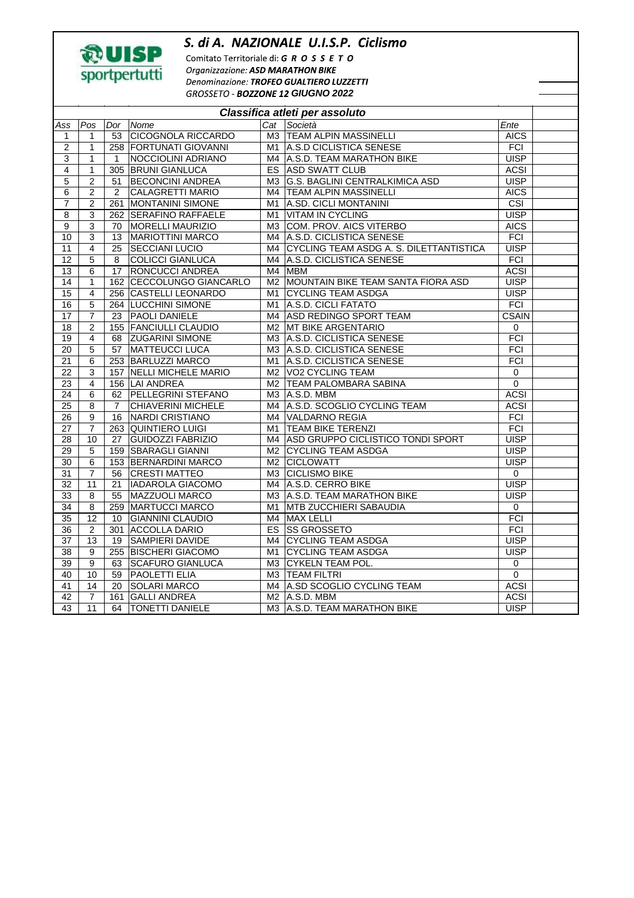UISP sportpertutti

# S. di A. NAZIONALE U.I.S.P. Ciclismo

Comitato Territoriale di: *G R O S S E T O*

*Organizzazione:* ***ASD MARATHON BIKE***

*Denominazione:* ***TROFEO GUALTIERO LUZZETTI***

*GROSSETO -* ***BOZZONE 12 GIUGNO 2022***

## *Classifica atleti per assoluto*

| Ass | Pos | Dor | Nome | Cat | Società | Ente |
|---|---|---|---|---|---|---|
| 1 | 1 | 53 | CICOGNOLA RICCARDO | M3 | TEAM ALPIN MASSINELLI | AICS |
| 2 | 1 | 258 | FORTUNATI GIOVANNI | M1 | A.S.D CICLISTICA SENESE | FCI |
| 3 | 1 | 1 | NOCCIOLINI ADRIANO | M4 | A.S.D. TEAM MARATHON BIKE | UISP |
| 4 | 1 | 305 | BRUNI GIANLUCA | ES | ASD SWATT CLUB | ACSI |
| 5 | 2 | 51 | BECONCINI ANDREA | M3 | G.S. BAGLINI CENTRALKIMICA ASD | UISP |
| 6 | 2 | 2 | CALAGRETTI MARIO | M4 | TEAM ALPIN MASSINELLI | AICS |
| 7 | 2 | 261 | MONTANINI SIMONE | M1 | A.SD. CICLI MONTANINI | CSI |
| 8 | 3 | 262 | SERAFINO RAFFAELE | M1 | VITAM IN CYCLING | UISP |
| 9 | 3 | 70 | MORELLI MAURIZIO | M3 | COM. PROV. AICS VITERBO | AICS |
| 10 | 3 | 13 | MARIOTTINI MARCO | M4 | A.S.D. CICLISTICA SENESE | FCI |
| 11 | 4 | 25 | SECCIANI LUCIO | M4 | CYCLING TEAM ASDG A. S. DILETTANTISTICA | UISP |
| 12 | 5 | 8 | COLICCI GIANLUCA | M4 | A.S.D. CICLISTICA SENESE | FCI |
| 13 | 6 | 17 | RONCUCCI ANDREA | M4 | MBM | ACSI |
| 14 | 1 | 162 | CECCOLUNGO GIANCARLO | M2 | MOUNTAIN BIKE TEAM SANTA FIORA ASD | UISP |
| 15 | 4 | 256 | CASTELLI LEONARDO | M1 | CYCLING TEAM ASDGA | UISP |
| 16 | 5 | 264 | LUCCHINI SIMONE | M1 | A.S.D. CICLI FATATO | FCI |
| 17 | 7 | 23 | PAOLI DANIELE | M4 | ASD REDINGO SPORT TEAM | CSAIN |
| 18 | 2 | 155 | FANCIULLI CLAUDIO | M2 | MT BIKE ARGENTARIO | 0 |
| 19 | 4 | 68 | ZUGARINI SIMONE | M3 | A.S.D. CICLISTICA SENESE | FCI |
| 20 | 5 | 57 | MATTEUCCI LUCA | M3 | A.S.D. CICLISTICA SENESE | FCI |
| 21 | 6 | 253 | BARLUZZI MARCO | M1 | A.S.D. CICLISTICA SENESE | FCI |
| 22 | 3 | 157 | NELLI MICHELE MARIO | M2 | VO2 CYCLING TEAM | 0 |
| 23 | 4 | 156 | LAI ANDREA | M2 | TEAM PALOMBARA SABINA | 0 |
| 24 | 6 | 62 | PELLEGRINI STEFANO | M3 | A.S.D. MBM | ACSI |
| 25 | 8 | 7 | CHIAVERINI MICHELE | M4 | A.S.D. SCOGLIO CYCLING TEAM | ACSI |
| 26 | 9 | 16 | NARDI CRISTIANO | M4 | VALDARNO REGIA | FCI |
| 27 | 7 | 263 | QUINTIERO LUIGI | M1 | TEAM BIKE TERENZI | FCI |
| 28 | 10 | 27 | GUIDOZZI FABRIZIO | M4 | ASD GRUPPO CICLISTICO TONDI SPORT | UISP |
| 29 | 5 | 159 | SBARAGLI GIANNI | M2 | CYCLING TEAM ASDGA | UISP |
| 30 | 6 | 153 | BERNARDINI MARCO | M2 | CICLOWATT | UISP |
| 31 | 7 | 56 | CRESTI MATTEO | M3 | CICLISMO BIKE | 0 |
| 32 | 11 | 21 | IADAROLA GIACOMO | M4 | A.S.D. CERRO BIKE | UISP |
| 33 | 8 | 55 | MAZZUOLI MARCO | M3 | A.S.D. TEAM MARATHON BIKE | UISP |
| 34 | 8 | 259 | MARTUCCI MARCO | M1 | MTB ZUCCHIERI SABAUDIA | 0 |
| 35 | 12 | 10 | GIANNINI CLAUDIO | M4 | MAX LELLI | FCI |
| 36 | 2 | 301 | ACCOLLA DARIO | ES | SS GROSSETO | FCI |
| 37 | 13 | 19 | SAMPIERI DAVIDE | M4 | CYCLING TEAM ASDGA | UISP |
| 38 | 9 | 255 | BISCHERI GIACOMO | M1 | CYCLING TEAM ASDGA | UISP |
| 39 | 9 | 63 | SCAFURO GIANLUCA | M3 | CYKELN TEAM POL. | 0 |
| 40 | 10 | 59 | PAOLETTI ELIA | M3 | TEAM FILTRI | 0 |
| 41 | 14 | 20 | SOLARI MARCO | M4 | A.SD SCOGLIO CYCLING TEAM | ACSI |
| 42 | 7 | 161 | GALLI ANDREA | M2 | A.S.D. MBM | ACSI |
| 43 | 11 | 64 | TONETTI DANIELE | M3 | A.S.D. TEAM MARATHON BIKE | UISP |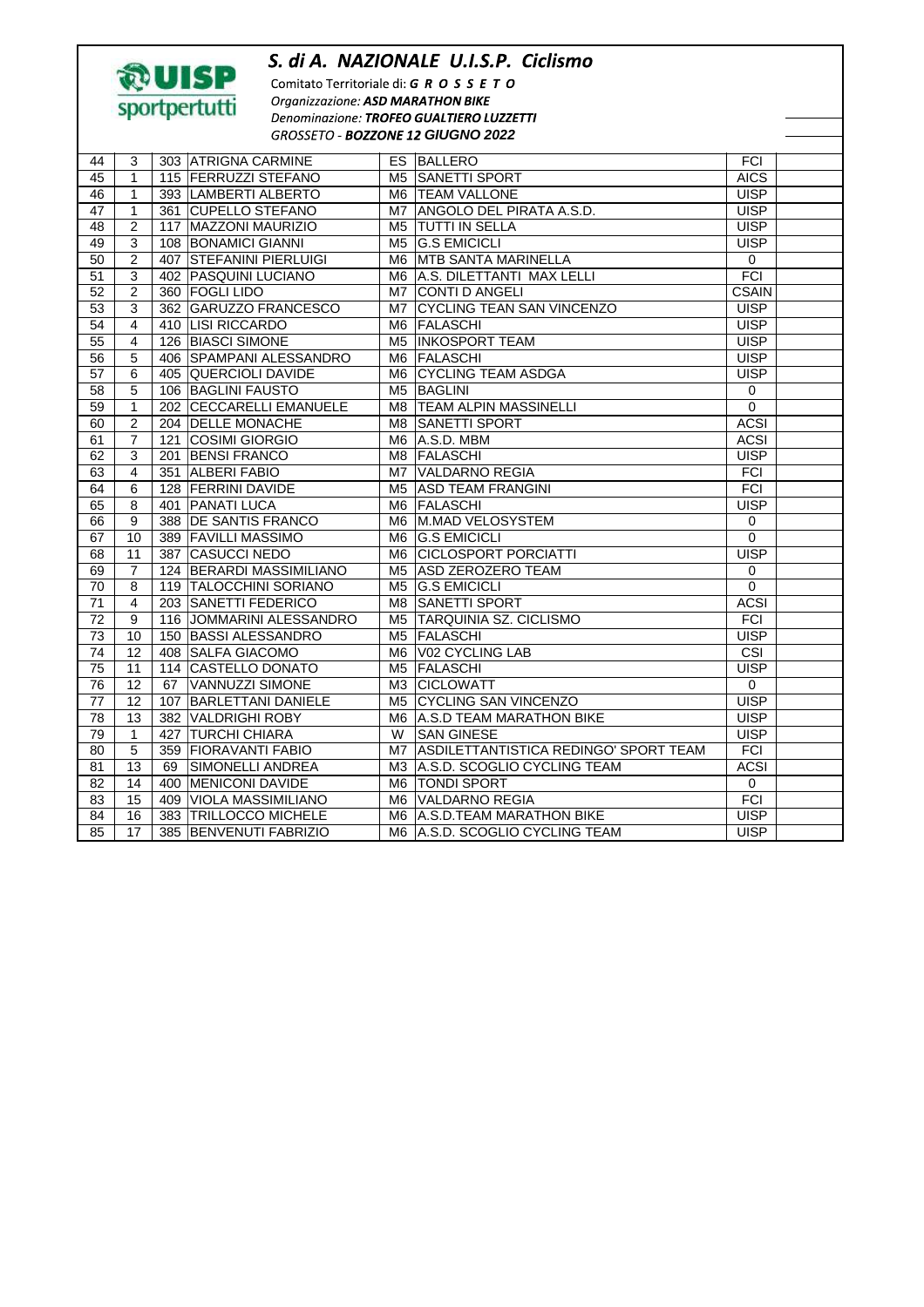# S. di A. NAZIONALE U.I.S.P. Ciclismo

Comitato Territoriale di: ***G R O S S E T O***

*Organizzazione:* ***ASD MARATHON BIKE***

*Denominazione:* ***TROFEO GUALTIERO LUZZETTI***

*GROSSETO -* ***BOZZONE 12 GIUGNO 2022***

| | | | | | | | |
|---|---|---|---|---|---|---|---|
| 44 | 3 | 303 | ATRIGNA CARMINE | ES | BALLERO | FCI | |
| 45 | 1 | 115 | FERRUZZI STEFANO | M5 | SANETTI SPORT | AICS | |
| 46 | 1 | 393 | LAMBERTI ALBERTO | M6 | TEAM VALLONE | UISP | |
| 47 | 1 | 361 | CUPELLO STEFANO | M7 | ANGOLO DEL PIRATA A.S.D. | UISP | |
| 48 | 2 | 117 | MAZZONI MAURIZIO | M5 | TUTTI IN SELLA | UISP | |
| 49 | 3 | 108 | BONAMICI GIANNI | M5 | G.S EMICICLI | UISP | |
| 50 | 2 | 407 | STEFANINI PIERLUIGI | M6 | MTB SANTA MARINELLA | 0 | |
| 51 | 3 | 402 | PASQUINI LUCIANO | M6 | A.S. DILETTANTI MAX LELLI | FCI | |
| 52 | 2 | 360 | FOGLI LIDO | M7 | CONTI D ANGELI | CSAIN | |
| 53 | 3 | 362 | GARUZZO FRANCESCO | M7 | CYCLING TEAN SAN VINCENZO | UISP | |
| 54 | 4 | 410 | LISI RICCARDO | M6 | FALASCHI | UISP | |
| 55 | 4 | 126 | BIASCI SIMONE | M5 | INKOSPORT TEAM | UISP | |
| 56 | 5 | 406 | SPAMPANI ALESSANDRO | M6 | FALASCHI | UISP | |
| 57 | 6 | 405 | QUERCIOLI DAVIDE | M6 | CYCLING TEAM ASDGA | UISP | |
| 58 | 5 | 106 | BAGLINI FAUSTO | M5 | BAGLINI | 0 | |
| 59 | 1 | 202 | CECCARELLI EMANUELE | M8 | TEAM ALPIN MASSINELLI | 0 | |
| 60 | 2 | 204 | DELLE MONACHE | M8 | SANETTI SPORT | ACSI | |
| 61 | 7 | 121 | COSIMI GIORGIO | M6 | A.S.D. MBM | ACSI | |
| 62 | 3 | 201 | BENSI FRANCO | M8 | FALASCHI | UISP | |
| 63 | 4 | 351 | ALBERI FABIO | M7 | VALDARNO REGIA | FCI | |
| 64 | 6 | 128 | FERRINI DAVIDE | M5 | ASD TEAM FRANGINI | FCI | |
| 65 | 8 | 401 | PANATI LUCA | M6 | FALASCHI | UISP | |
| 66 | 9 | 388 | DE SANTIS FRANCO | M6 | M.MAD VELOSYSTEM | 0 | |
| 67 | 10 | 389 | FAVILLI MASSIMO | M6 | G.S EMICICLI | 0 | |
| 68 | 11 | 387 | CASUCCI NEDO | M6 | CICLOSPORT PORCIATTI | UISP | |
| 69 | 7 | 124 | BERARDI MASSIMILIANO | M5 | ASD ZEROZERO TEAM | 0 | |
| 70 | 8 | 119 | TALOCCHINI SORIANO | M5 | G.S EMICICLI | 0 | |
| 71 | 4 | 203 | SANETTI FEDERICO | M8 | SANETTI SPORT | ACSI | |
| 72 | 9 | 116 | JOMMARINI ALESSANDRO | M5 | TARQUINIA SZ. CICLISMO | FCI | |
| 73 | 10 | 150 | BASSI ALESSANDRO | M5 | FALASCHI | UISP | |
| 74 | 12 | 408 | SALFA GIACOMO | M6 | V02 CYCLING LAB | CSI | |
| 75 | 11 | 114 | CASTELLO DONATO | M5 | FALASCHI | UISP | |
| 76 | 12 | 67 | VANNUZZI SIMONE | M3 | CICLOWATT | 0 | |
| 77 | 12 | 107 | BARLETTANI DANIELE | M5 | CYCLING SAN VINCENZO | UISP | |
| 78 | 13 | 382 | VALDRIGHI ROBY | M6 | A.S.D TEAM MARATHON BIKE | UISP | |
| 79 | 1 | 427 | TURCHI CHIARA | W | SAN GINESE | UISP | |
| 80 | 5 | 359 | FIORAVANTI FABIO | M7 | ASDILETTANTISTICA REDINGO' SPORT TEAM | FCI | |
| 81 | 13 | 69 | SIMONELLI ANDREA | M3 | A.S.D. SCOGLIO CYCLING TEAM | ACSI | |
| 82 | 14 | 400 | MENICONI DAVIDE | M6 | TONDI SPORT | 0 | |
| 83 | 15 | 409 | VIOLA MASSIMILIANO | M6 | VALDARNO REGIA | FCI | |
| 84 | 16 | 383 | TRILLOCCO MICHELE | M6 | A.S.D.TEAM MARATHON BIKE | UISP | |
| 85 | 17 | 385 | BENVENUTI FABRIZIO | M6 | A.S.D. SCOGLIO CYCLING TEAM | UISP | |